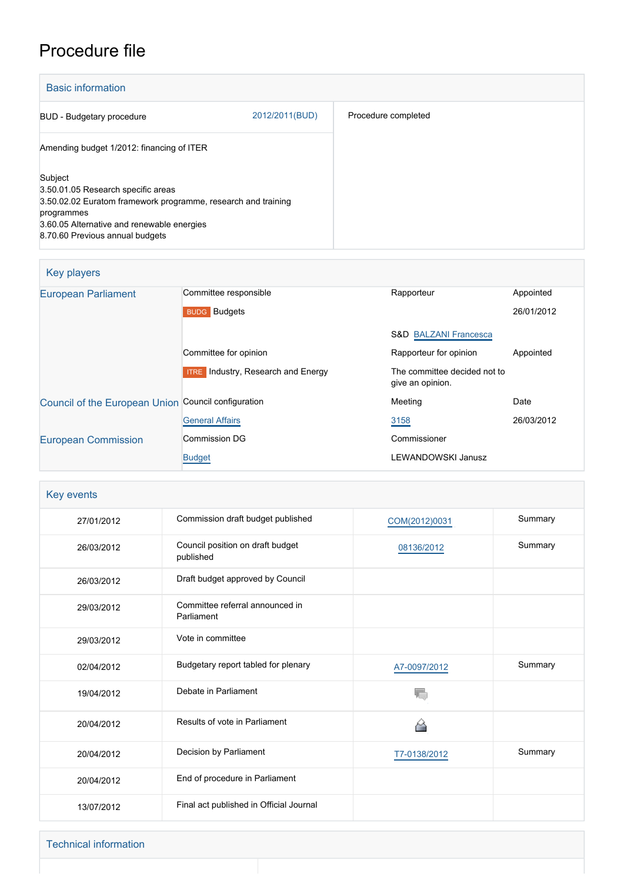# Procedure file

## Basic information

| | |
|---|---|
| BUD - Budgetary procedure 2012/2011(BUD) | Procedure completed |
| Amending budget 1/2012: financing of ITER | |
| Subject<br>3.50.01.05 Research specific areas<br>3.50.02.02 Euratom framework programme, research and training programmes<br>3.60.05 Alternative and renewable energies<br>8.70.60 Previous annual budgets | |

## Key players

| | | | |
|---|---|---|---|
| European Parliament | Committee responsible | Rapporteur | Appointed |
| | BUDG Budgets | | 26/01/2012 |
| | | S&D BALZANI Francesca | |
| | Committee for opinion | Rapporteur for opinion | Appointed |
| | ITRE Industry, Research and Energy | The committee decided not to give an opinion. | |
| Council of the European Union | Council configuration | Meeting | Date |
| | General Affairs | 3158 | 26/03/2012 |
| European Commission | Commission DG | Commissioner | |
| | Budget | LEWANDOWSKI Janusz | |

## Key events

| | | | |
|---|---|---|---|
| 27/01/2012 | Commission draft budget published | COM(2012)0031 | Summary |
| 26/03/2012 | Council position on draft budget published | 08136/2012 | Summary |
| 26/03/2012 | Draft budget approved by Council | | |
| 29/03/2012 | Committee referral announced in Parliament | | |
| 29/03/2012 | Vote in committee | | |
| 02/04/2012 | Budgetary report tabled for plenary | A7-0097/2012 | Summary |
| 19/04/2012 | Debate in Parliament | | |
| 20/04/2012 | Results of vote in Parliament | | |
| 20/04/2012 | Decision by Parliament | T7-0138/2012 | Summary |
| 20/04/2012 | End of procedure in Parliament | | |
| 13/07/2012 | Final act published in Official Journal | | |

## Technical information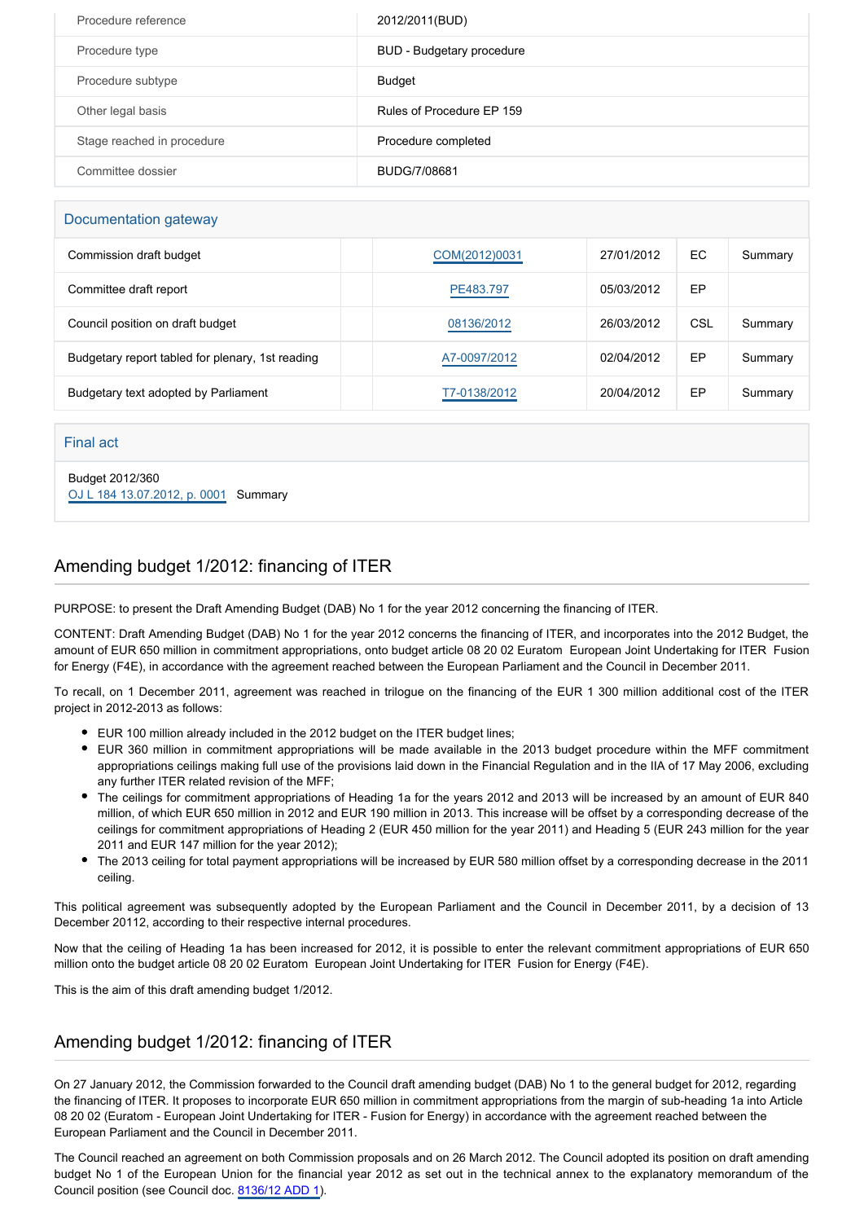| | |
|---|---|
| Procedure reference | 2012/2011(BUD) |
| Procedure type | BUD - Budgetary procedure |
| Procedure subtype | Budget |
| Other legal basis | Rules of Procedure EP 159 |
| Stage reached in procedure | Procedure completed |
| Committee dossier | BUDG/7/08681 |

## Documentation gateway

| | | | | | |
|---|---|---|---|---|---|
| Commission draft budget | | COM(2012)0031 | 27/01/2012 | EC | Summary |
| Committee draft report | | PE483.797 | 05/03/2012 | EP | |
| Council position on draft budget | | 08136/2012 | 26/03/2012 | CSL | Summary |
| Budgetary report tabled for plenary, 1st reading | | A7-0097/2012 | 02/04/2012 | EP | Summary |
| Budgetary text adopted by Parliament | | T7-0138/2012 | 20/04/2012 | EP | Summary |

## Final act

Budget 2012/360
OJ L 184 13.07.2012, p. 0001 Summary

## Amending budget 1/2012: financing of ITER

PURPOSE: to present the Draft Amending Budget (DAB) No 1 for the year 2012 concerning the financing of ITER.

CONTENT: Draft Amending Budget (DAB) No 1 for the year 2012 concerns the financing of ITER, and incorporates into the 2012 Budget, the amount of EUR 650 million in commitment appropriations, onto budget article 08 20 02 Euratom European Joint Undertaking for ITER Fusion for Energy (F4E), in accordance with the agreement reached between the European Parliament and the Council in December 2011.

To recall, on 1 December 2011, agreement was reached in trilogue on the financing of the EUR 1 300 million additional cost of the ITER project in 2012-2013 as follows:

- EUR 100 million already included in the 2012 budget on the ITER budget lines;
- EUR 360 million in commitment appropriations will be made available in the 2013 budget procedure within the MFF commitment appropriations ceilings making full use of the provisions laid down in the Financial Regulation and in the IIA of 17 May 2006, excluding any further ITER related revision of the MFF;
- The ceilings for commitment appropriations of Heading 1a for the years 2012 and 2013 will be increased by an amount of EUR 840 million, of which EUR 650 million in 2012 and EUR 190 million in 2013. This increase will be offset by a corresponding decrease of the ceilings for commitment appropriations of Heading 2 (EUR 450 million for the year 2011) and Heading 5 (EUR 243 million for the year 2011 and EUR 147 million for the year 2012);
- The 2013 ceiling for total payment appropriations will be increased by EUR 580 million offset by a corresponding decrease in the 2011 ceiling.

This political agreement was subsequently adopted by the European Parliament and the Council in December 2011, by a decision of 13 December 20112, according to their respective internal procedures.

Now that the ceiling of Heading 1a has been increased for 2012, it is possible to enter the relevant commitment appropriations of EUR 650 million onto the budget article 08 20 02 Euratom European Joint Undertaking for ITER Fusion for Energy (F4E).

This is the aim of this draft amending budget 1/2012.

## Amending budget 1/2012: financing of ITER

On 27 January 2012, the Commission forwarded to the Council draft amending budget (DAB) No 1 to the general budget for 2012, regarding the financing of ITER. It proposes to incorporate EUR 650 million in commitment appropriations from the margin of sub-heading 1a into Article 08 20 02 (Euratom - European Joint Undertaking for ITER - Fusion for Energy) in accordance with the agreement reached between the European Parliament and the Council in December 2011.

The Council reached an agreement on both Commission proposals and on 26 March 2012. The Council adopted its position on draft amending budget No 1 of the European Union for the financial year 2012 as set out in the technical annex to the explanatory memorandum of the Council position (see Council doc. 8136/12 ADD 1).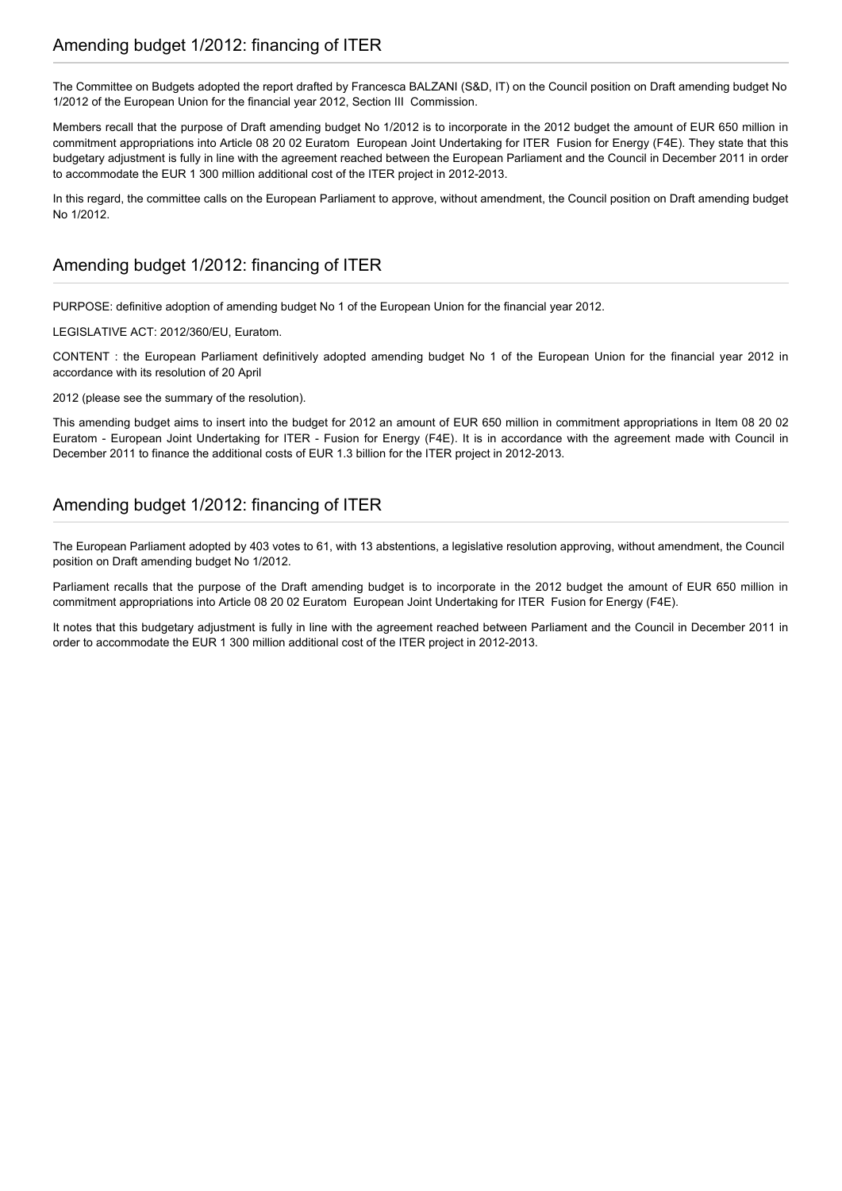## Amending budget 1/2012: financing of ITER

The Committee on Budgets adopted the report drafted by Francesca BALZANI (S&D, IT) on the Council position on Draft amending budget No 1/2012 of the European Union for the financial year 2012, Section III Commission.

Members recall that the purpose of Draft amending budget No 1/2012 is to incorporate in the 2012 budget the amount of EUR 650 million in commitment appropriations into Article 08 20 02 Euratom European Joint Undertaking for ITER Fusion for Energy (F4E). They state that this budgetary adjustment is fully in line with the agreement reached between the European Parliament and the Council in December 2011 in order to accommodate the EUR 1 300 million additional cost of the ITER project in 2012-2013.

In this regard, the committee calls on the European Parliament to approve, without amendment, the Council position on Draft amending budget No 1/2012.

## Amending budget 1/2012: financing of ITER

PURPOSE: definitive adoption of amending budget No 1 of the European Union for the financial year 2012.

LEGISLATIVE ACT: 2012/360/EU, Euratom.

CONTENT : the European Parliament definitively adopted amending budget No 1 of the European Union for the financial year 2012 in accordance with its resolution of 20 April

2012 (please see the summary of the resolution).

This amending budget aims to insert into the budget for 2012 an amount of EUR 650 million in commitment appropriations in Item 08 20 02 Euratom - European Joint Undertaking for ITER - Fusion for Energy (F4E). It is in accordance with the agreement made with Council in December 2011 to finance the additional costs of EUR 1.3 billion for the ITER project in 2012-2013.

## Amending budget 1/2012: financing of ITER

The European Parliament adopted by 403 votes to 61, with 13 abstentions, a legislative resolution approving, without amendment, the Council position on Draft amending budget No 1/2012.

Parliament recalls that the purpose of the Draft amending budget is to incorporate in the 2012 budget the amount of EUR 650 million in commitment appropriations into Article 08 20 02 Euratom European Joint Undertaking for ITER Fusion for Energy (F4E).

It notes that this budgetary adjustment is fully in line with the agreement reached between Parliament and the Council in December 2011 in order to accommodate the EUR 1 300 million additional cost of the ITER project in 2012-2013.